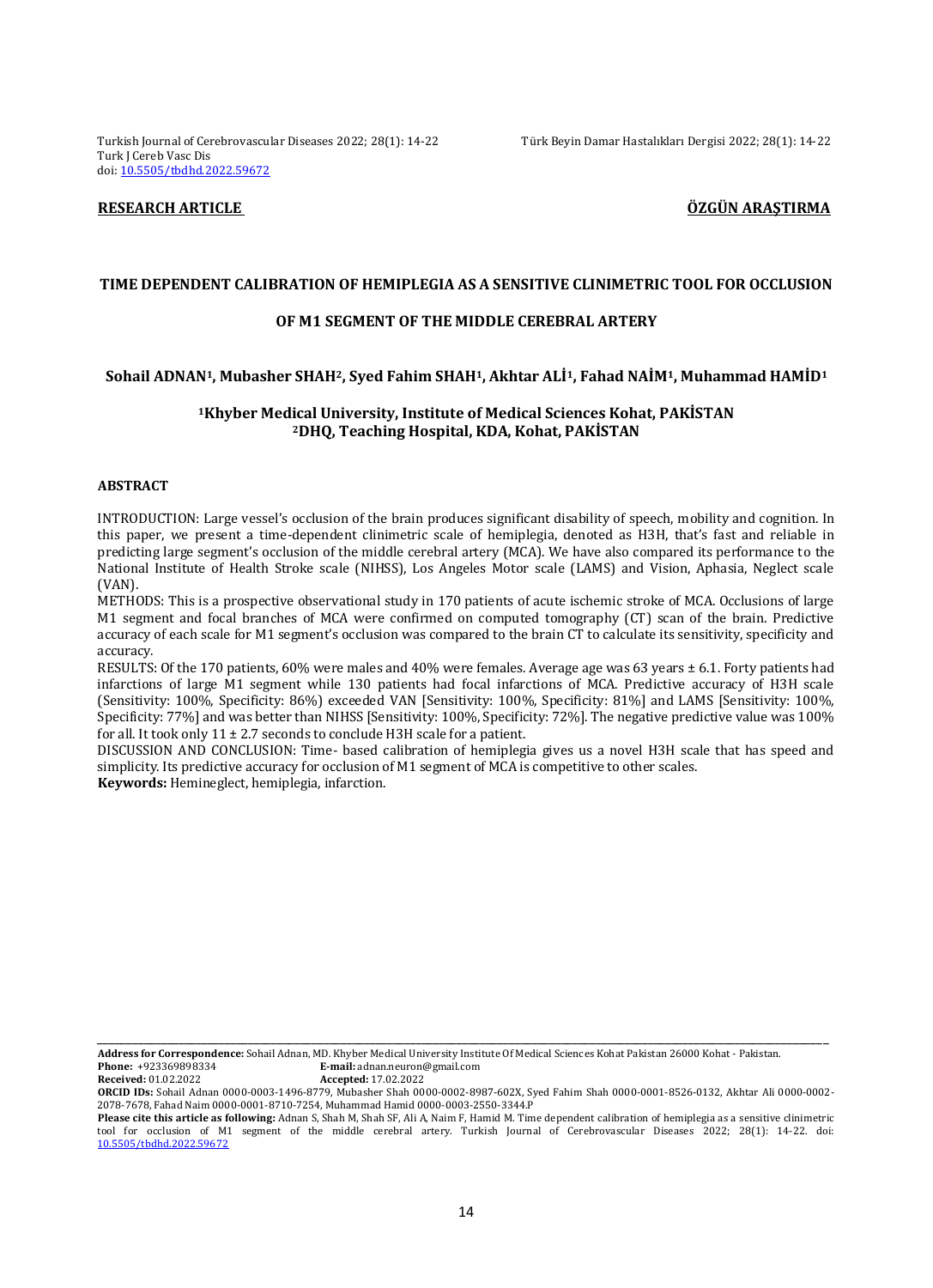Turkish Journal of Cerebrovascular Diseases 2022; 28(1): 14-22 | Türk Beyin Damar Hastalıkları Dergisi 2022; 28(1): 14-22
Turk J Cereb Vasc Dis
doi: 10.5505/tbdhd.2022.59672

**RESEARCH ARTICLE** | **ÖZGÜN ARAŞTIRMA**

# TIME DEPENDENT CALIBRATION OF HEMIPLEGIA AS A SENSITIVE CLINIMETRIC TOOL FOR OCCLUSION OF M1 SEGMENT OF THE MIDDLE CEREBRAL ARTERY

**Sohail ADNAN[1], Mubasher SHAH[2], Syed Fahim SHAH[1], Akhtar ALİ[1], Fahad NAİM[1], Muhammad HAMİD[1]**

**[1]Khyber Medical University, Institute of Medical Sciences Kohat, PAKİSTAN**
**[2]DHQ, Teaching Hospital, KDA, Kohat, PAKİSTAN**

## ABSTRACT

INTRODUCTION: Large vessel's occlusion of the brain produces significant disability of speech, mobility and cognition. In this paper, we present a time-dependent clinimetric scale of hemiplegia, denoted as H3H, that's fast and reliable in predicting large segment's occlusion of the middle cerebral artery (MCA). We have also compared its performance to the National Institute of Health Stroke scale (NIHSS), Los Angeles Motor scale (LAMS) and Vision, Aphasia, Neglect scale (VAN).

METHODS: This is a prospective observational study in 170 patients of acute ischemic stroke of MCA. Occlusions of large M1 segment and focal branches of MCA were confirmed on computed tomography (CT) scan of the brain. Predictive accuracy of each scale for M1 segment's occlusion was compared to the brain CT to calculate its sensitivity, specificity and accuracy.

RESULTS: Of the 170 patients, 60% were males and 40% were females. Average age was 63 years ± 6.1. Forty patients had infarctions of large M1 segment while 130 patients had focal infarctions of MCA. Predictive accuracy of H3H scale (Sensitivity: 100%, Specificity: 86%) exceeded VAN [Sensitivity: 100%, Specificity: 81%] and LAMS [Sensitivity: 100%, Specificity: 77%] and was better than NIHSS [Sensitivity: 100%, Specificity: 72%]. The negative predictive value was 100% for all. It took only 11 ± 2.7 seconds to conclude H3H scale for a patient.

DISCUSSION AND CONCLUSION: Time- based calibration of hemiplegia gives us a novel H3H scale that has speed and simplicity. Its predictive accuracy for occlusion of M1 segment of MCA is competitive to other scales.

**Keywords:** Hemineglect, hemiplegia, infarction.

---

**Address for Correspondence:** Sohail Adnan, MD. Khyber Medical University Institute Of Medical Sciences Kohat Pakistan 26000 Kohat - Pakistan.
**Phone:** +923369898334 **E-mail:** adnan.neuron@gmail.com
**Received:** 01.02.2022 **Accepted:** 17.02.2022

**ORCID IDs:** Sohail Adnan 0000-0003-1496-8779, Mubasher Shah 0000-0002-8987-602X, Syed Fahim Shah 0000-0001-8526-0132, Akhtar Ali 0000-0002-2078-7678, Fahad Naim 0000-0001-8710-7254, Muhammad Hamid 0000-0003-2550-3344.P

**Please cite this article as following:** Adnan S, Shah M, Shah SF, Ali A, Naim F, Hamid M. Time dependent calibration of hemiplegia as a sensitive clinimetric tool for occlusion of M1 segment of the middle cerebral artery. Turkish Journal of Cerebrovascular Diseases 2022; 28(1): 14-22. doi: 10.5505/tbdhd.2022.59672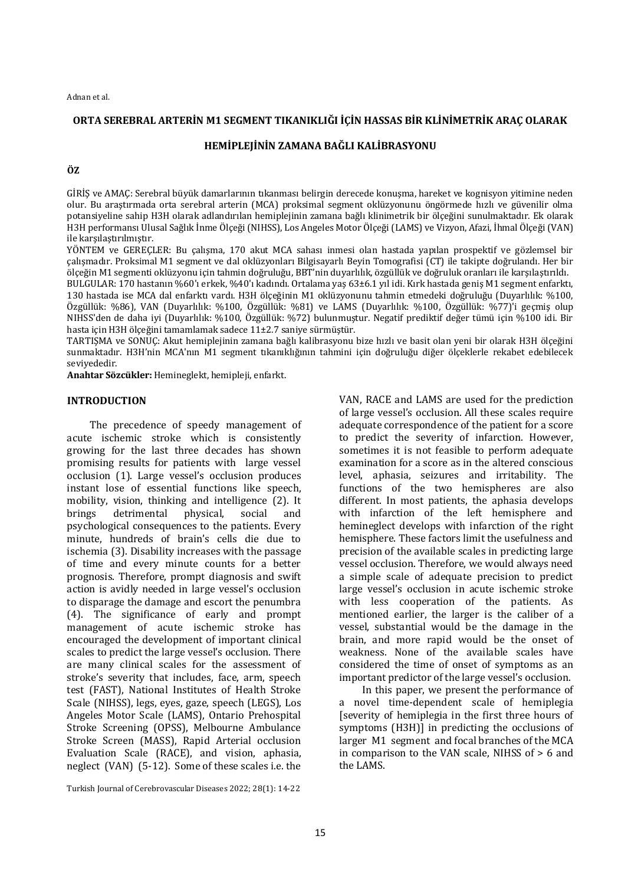## ORTA SEREBRAL ARTERİN M1 SEGMENT TIKANIKLIĞI İÇİN HASSAS BİR KLİNİMETRİK ARAÇ OLARAK HEMİPLEJİNİN ZAMANA BAĞLI KALİBRASYONU

### ÖZ

GİRİŞ ve AMAÇ: Serebral büyük damarlarının tıkanması belirgin derecede konuşma, hareket ve kognisyon yitimine neden olur. Bu araştırmada orta serebral arterin (MCA) proksimal segment oklüzyonunu öngörmede hızlı ve güvenilir olma potansiyeline sahip H3H olarak adlandırılan hemiplejinin zamana bağlı klinimetrik bir ölçeğini sunulmaktadır. Ek olarak H3H performansı Ulusal Sağlık İnme Ölçeği (NIHSS), Los Angeles Motor Ölçeği (LAMS) ve Vizyon, Afazi, İhmal Ölçeği (VAN) ile karşılaştırılmıştır.

YÖNTEM ve GEREÇLER: Bu çalışma, 170 akut MCA sahası inmesi olan hastada yapılan prospektif ve gözlemsel bir çalışmadır. Proksimal M1 segment ve dal oklüzyonları Bilgisayarlı Beyin Tomografisi (CT) ile takipte doğrulandı. Her bir ölçeğin M1 segmenti oklüzyonu için tahmin doğruluğu, BBT'nin duyarlılık, özgüllük ve doğruluk oranları ile karşılaştırıldı.

BULGULAR: 170 hastanın %60'ı erkek, %40'ı kadındı. Ortalama yaş 63±6.1 yıl idi. Kırk hastada geniş M1 segment enfarktı, 130 hastada ise MCA dal enfarktı vardı. H3H ölçeğinin M1 oklüzyonunu tahmin etmedeki doğruluğu (Duyarlılık: %100, Özgüllük: %86), VAN (Duyarlılık: %100, Özgüllük: %81) ve LAMS (Duyarlılık: %100, Özgüllük: %77)'i geçmiş olup NIHSS'den de daha iyi (Duyarlılık: %100, Özgüllük: %72) bulunmuştur. Negatif prediktif değer tümü için %100 idi. Bir hasta için H3H ölçeğini tamamlamak sadece 11±2.7 saniye sürmüştür.

TARTIŞMA ve SONUÇ: Akut hemiplejinin zamana bağlı kalibrasyonu bize hızlı ve basit olan yeni bir olarak H3H ölçeğini sunmaktadır. H3H'nin MCA'nın M1 segment tıkanıklığının tahmini için doğruluğu diğer ölçeklerle rekabet edebilecek seviyededir.

**Anahtar Sözcükler:** Hemineglekt, hemipleji, enfarkt.

## INTRODUCTION

The precedence of speedy management of acute ischemic stroke which is consistently growing for the last three decades has shown promising results for patients with large vessel occlusion (1). Large vessel's occlusion produces instant lose of essential functions like speech, mobility, vision, thinking and intelligence (2). It brings detrimental physical, social and psychological consequences to the patients. Every minute, hundreds of brain's cells die due to ischemia (3). Disability increases with the passage of time and every minute counts for a better prognosis. Therefore, prompt diagnosis and swift action is avidly needed in large vessel's occlusion to disparage the damage and escort the penumbra (4). The significance of early and prompt management of acute ischemic stroke has encouraged the development of important clinical scales to predict the large vessel's occlusion. There are many clinical scales for the assessment of stroke's severity that includes, face, arm, speech test (FAST), National Institutes of Health Stroke Scale (NIHSS), legs, eyes, gaze, speech (LEGS), Los Angeles Motor Scale (LAMS), Ontario Prehospital Stroke Screening (OPSS), Melbourne Ambulance Stroke Screen (MASS), Rapid Arterial occlusion Evaluation Scale (RACE), and vision, aphasia, neglect (VAN) (5-12). Some of these scales i.e. the VAN, RACE and LAMS are used for the prediction of large vessel's occlusion. All these scales require adequate correspondence of the patient for a score to predict the severity of infarction. However, sometimes it is not feasible to perform adequate examination for a score as in the altered conscious level, aphasia, seizures and irritability. The functions of the two hemispheres are also different. In most patients, the aphasia develops with infarction of the left hemisphere and hemineglect develops with infarction of the right hemisphere. These factors limit the usefulness and precision of the available scales in predicting large vessel occlusion. Therefore, we would always need a simple scale of adequate precision to predict large vessel's occlusion in acute ischemic stroke with less cooperation of the patients. As mentioned earlier, the larger is the caliber of a vessel, substantial would be the damage in the brain, and more rapid would be the onset of weakness. None of the available scales have considered the time of onset of symptoms as an important predictor of the large vessel's occlusion.

In this paper, we present the performance of a novel time-dependent scale of hemiplegia [severity of hemiplegia in the first three hours of symptoms (H3H)] in predicting the occlusions of larger M1 segment and focal branches of the MCA in comparison to the VAN scale, NIHSS of > 6 and the LAMS.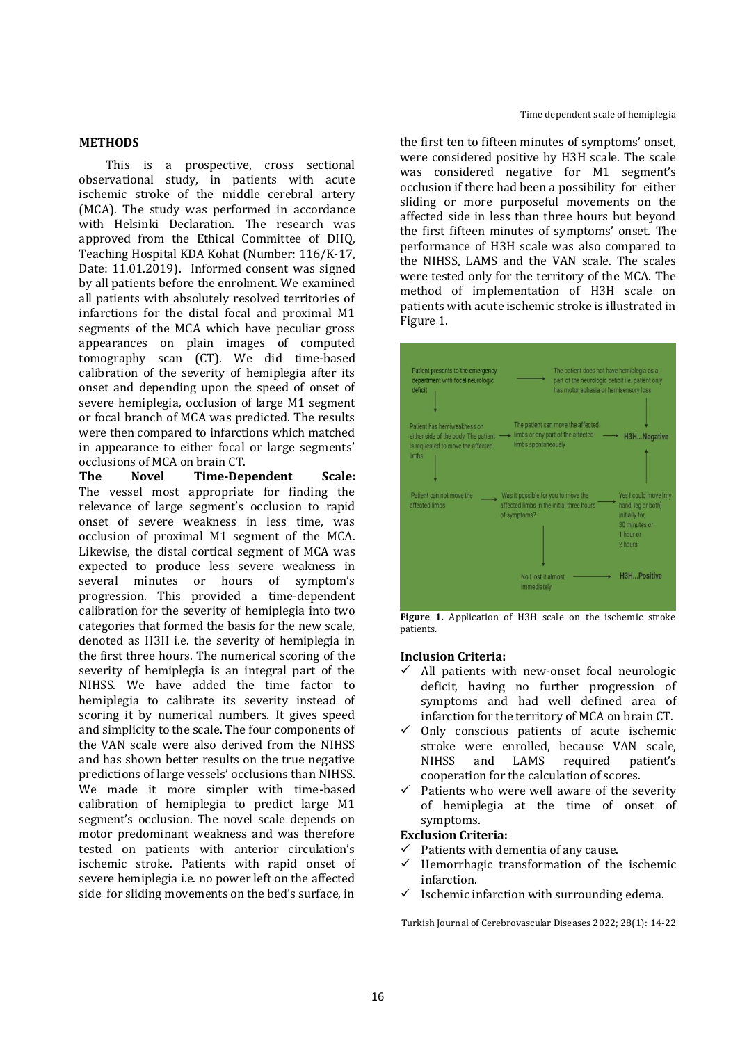## METHODS

This is a prospective, cross sectional observational study, in patients with acute ischemic stroke of the middle cerebral artery (MCA). The study was performed in accordance with Helsinki Declaration. The research was approved from the Ethical Committee of DHQ, Teaching Hospital KDA Kohat (Number: 116/K-17, Date: 11.01.2019). Informed consent was signed by all patients before the enrolment. We examined all patients with absolutely resolved territories of infarctions for the distal focal and proximal M1 segments of the MCA which have peculiar gross appearances on plain images of computed tomography scan (CT). We did time-based calibration of the severity of hemiplegia after its onset and depending upon the speed of onset of severe hemiplegia, occlusion of large M1 segment or focal branch of MCA was predicted. The results were then compared to infarctions which matched in appearance to either focal or large segments' occlusions of MCA on brain CT.

**The Novel Time-Dependent Scale:** The vessel most appropriate for finding the relevance of large segment's occlusion to rapid onset of severe weakness in less time, was occlusion of proximal M1 segment of the MCA. Likewise, the distal cortical segment of MCA was expected to produce less severe weakness in several minutes or hours of symptom's progression. This provided a time-dependent calibration for the severity of hemiplegia into two categories that formed the basis for the new scale, denoted as H3H i.e. the severity of hemiplegia in the first three hours. The numerical scoring of the severity of hemiplegia is an integral part of the NIHSS. We have added the time factor to hemiplegia to calibrate its severity instead of scoring it by numerical numbers. It gives speed and simplicity to the scale. The four components of the VAN scale were also derived from the NIHSS and has shown better results on the true negative predictions of large vessels' occlusions than NIHSS. We made it more simpler with time-based calibration of hemiplegia to predict large M1 segment's occlusion. The novel scale depends on motor predominant weakness and was therefore tested on patients with anterior circulation's ischemic stroke. Patients with rapid onset of severe hemiplegia i.e. no power left on the affected side for sliding movements on the bed's surface, in the first ten to fifteen minutes of symptoms' onset, were considered positive by H3H scale. The scale was considered negative for M1 segment's occlusion if there had been a possibility for either sliding or more purposeful movements on the affected side in less than three hours but beyond the first fifteen minutes of symptoms' onset. The performance of H3H scale was also compared to the NIHSS, LAMS and the VAN scale. The scales were tested only for the territory of the MCA. The method of implementation of H3H scale on patients with acute ischemic stroke is illustrated in Figure 1.

Patient presents to the emergency department with focal neurologic deficit. → The patient does not have hemiplegia as a part of the neurologic deficit i.e. patient only has motor aphasia or hemisensory loss → H3H...Negative

Patient has hemiweakness on either side of the body. The patient is requested to move the affected limbs → The patient can move the affected limbs or any part of the affected limbs spontaneously → H3H...Negative

Patient can not move the affected limbs → Was it possible for you to move the affected limbs in the initial three hours of symptoms? → Yes I could move [my hand, leg or both] initially for, 30 minutes or 1 hour or 2 hours → H3H...Negative

No I lost it almost immediately → H3H...Positive

**Figure 1.** Application of H3H scale on the ischemic stroke patients.

**Inclusion Criteria:**

- ✓ All patients with new-onset focal neurologic deficit, having no further progression of symptoms and had well defined area of infarction for the territory of MCA on brain CT.
- ✓ Only conscious patients of acute ischemic stroke were enrolled, because VAN scale, NIHSS and LAMS required patient's cooperation for the calculation of scores.
- ✓ Patients who were well aware of the severity of hemiplegia at the time of onset of symptoms.

**Exclusion Criteria:**

- ✓ Patients with dementia of any cause.
- ✓ Hemorrhagic transformation of the ischemic infarction.
- ✓ Ischemic infarction with surrounding edema.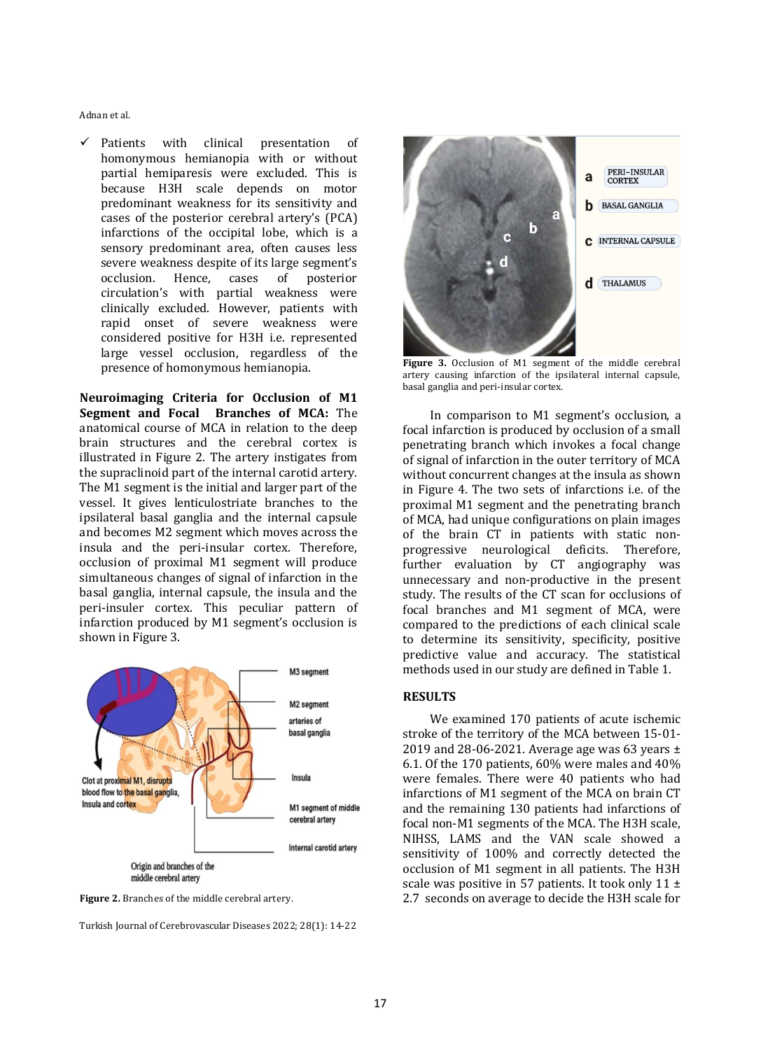- ✓ Patients with clinical presentation of homonymous hemianopia with or without partial hemiparesis were excluded. This is because H3H scale depends on motor predominant weakness for its sensitivity and cases of the posterior cerebral artery's (PCA) infarctions of the occipital lobe, which is a sensory predominant area, often causes less severe weakness despite of its large segment's occlusion. Hence, cases of posterior circulation's with partial weakness were clinically excluded. However, patients with rapid onset of severe weakness were considered positive for H3H i.e. represented large vessel occlusion, regardless of the presence of homonymous hemianopia.

**Neuroimaging Criteria for Occlusion of M1 Segment and Focal Branches of MCA:** The anatomical course of MCA in relation to the deep brain structures and the cerebral cortex is illustrated in Figure 2. The artery instigates from the supraclinoid part of the internal carotid artery. The M1 segment is the initial and larger part of the vessel. It gives lenticulostriate branches to the ipsilateral basal ganglia and the internal capsule and becomes M2 segment which moves across the insula and the peri-insular cortex. Therefore, occlusion of proximal M1 segment will produce simultaneous changes of signal of infarction in the basal ganglia, internal capsule, the insula and the peri-insuler cortex. This peculiar pattern of infarction produced by M1 segment's occlusion is shown in Figure 3.

**Figure 2.** Branches of the middle cerebral artery.

**Figure 3.** Occlusion of M1 segment of the middle cerebral artery causing infarction of the ipsilateral internal capsule, basal ganglia and peri-insular cortex.

In comparison to M1 segment's occlusion, a focal infarction is produced by occlusion of a small penetrating branch which invokes a focal change of signal of infarction in the outer territory of MCA without concurrent changes at the insula as shown in Figure 4. The two sets of infarctions i.e. of the proximal M1 segment and the penetrating branch of MCA, had unique configurations on plain images of the brain CT in patients with static non-progressive neurological deficits. Therefore, further evaluation by CT angiography was unnecessary and non-productive in the present study. The results of the CT scan for occlusions of focal branches and M1 segment of MCA, were compared to the predictions of each clinical scale to determine its sensitivity, specificity, positive predictive value and accuracy. The statistical methods used in our study are defined in Table 1.

## RESULTS

We examined 170 patients of acute ischemic stroke of the territory of the MCA between 15-01-2019 and 28-06-2021. Average age was 63 years ± 6.1. Of the 170 patients, 60% were males and 40% were females. There were 40 patients who had infarctions of M1 segment of the MCA on brain CT and the remaining 130 patients had infarctions of focal non-M1 segments of the MCA. The H3H scale, NIHSS, LAMS and the VAN scale showed a sensitivity of 100% and correctly detected the occlusion of M1 segment in all patients. The H3H scale was positive in 57 patients. It took only 11 ± 2.7 seconds on average to decide the H3H scale for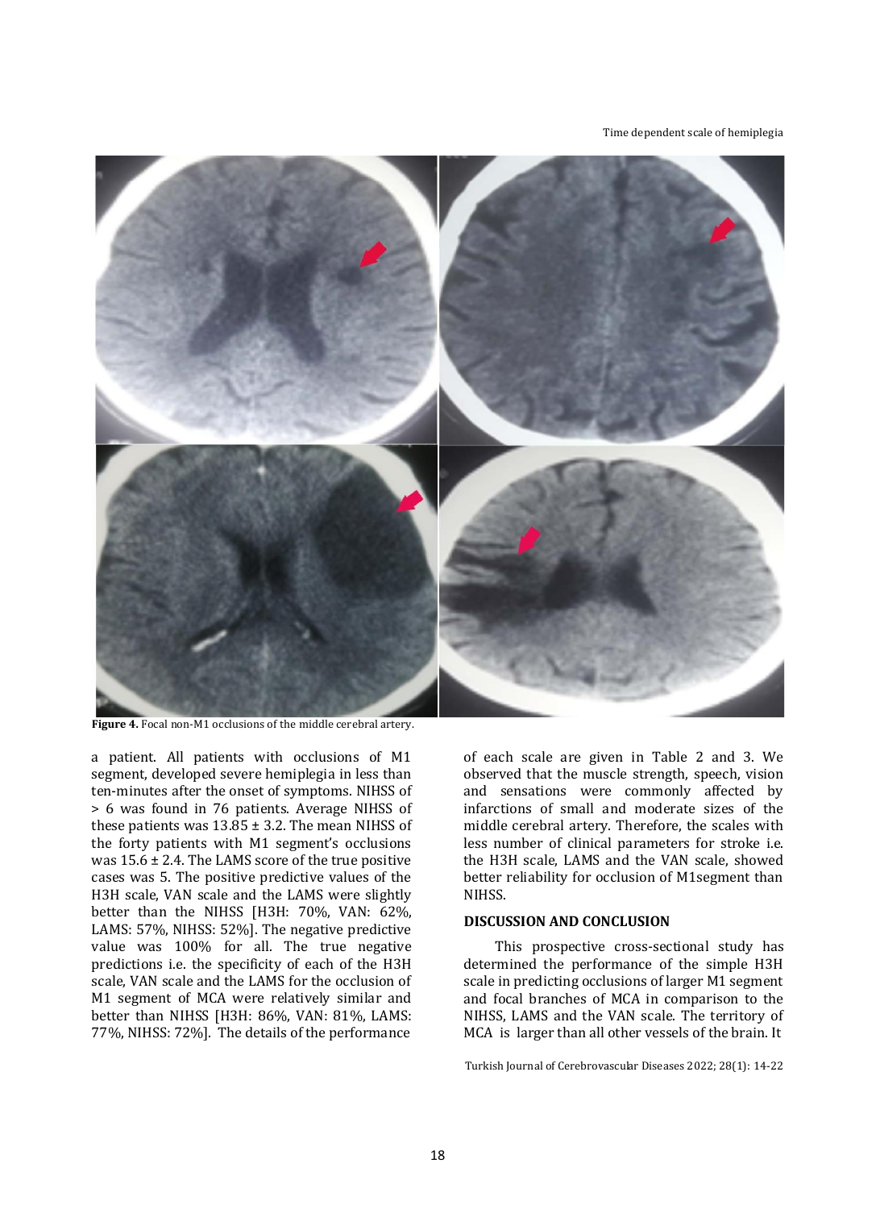**Figure 4.** Focal non-M1 occlusions of the middle cerebral artery.

a patient. All patients with occlusions of M1 segment, developed severe hemiplegia in less than ten-minutes after the onset of symptoms. NIHSS of > 6 was found in 76 patients. Average NIHSS of these patients was 13.85 ± 3.2. The mean NIHSS of the forty patients with M1 segment's occlusions was 15.6 ± 2.4. The LAMS score of the true positive cases was 5. The positive predictive values of the H3H scale, VAN scale and the LAMS were slightly better than the NIHSS [H3H: 70%, VAN: 62%, LAMS: 57%, NIHSS: 52%]. The negative predictive value was 100% for all. The true negative predictions i.e. the specificity of each of the H3H scale, VAN scale and the LAMS for the occlusion of M1 segment of MCA were relatively similar and better than NIHSS [H3H: 86%, VAN: 81%, LAMS: 77%, NIHSS: 72%]. The details of the performance of each scale are given in Table 2 and 3. We observed that the muscle strength, speech, vision and sensations were commonly affected by infarctions of small and moderate sizes of the middle cerebral artery. Therefore, the scales with less number of clinical parameters for stroke i.e. the H3H scale, LAMS and the VAN scale, showed better reliability for occlusion of M1segment than NIHSS.

## DISCUSSION AND CONCLUSION

This prospective cross-sectional study has determined the performance of the simple H3H scale in predicting occlusions of larger M1 segment and focal branches of MCA in comparison to the NIHSS, LAMS and the VAN scale. The territory of MCA is larger than all other vessels of the brain. It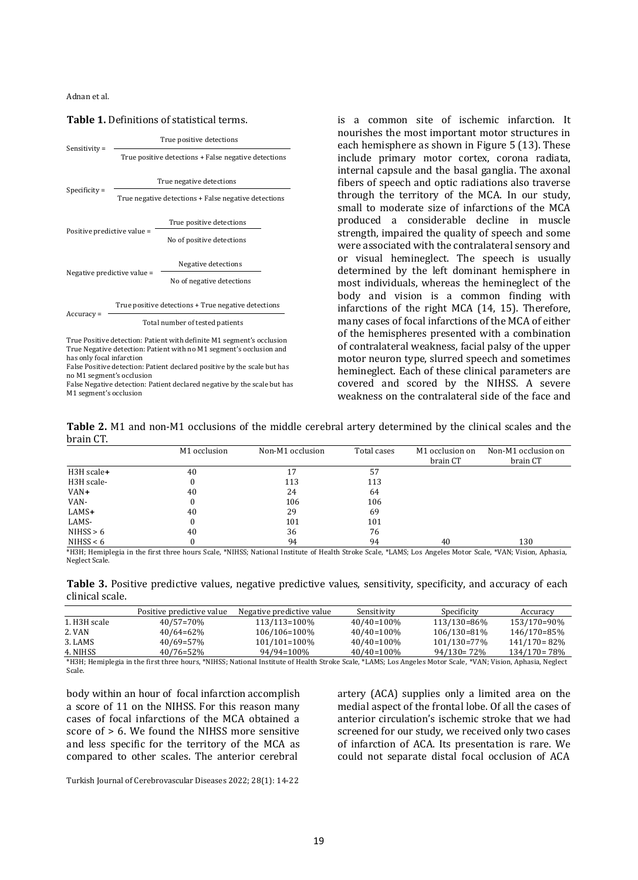**Table 1.** Definitions of statistical terms.

$$\text{Sensitivity} = \frac{\text{True positive detections}}{\text{True positive detections + False negative detections}}$$

$$\text{Specificity} = \frac{\text{True negative detections}}{\text{True negative detections + False negative detections}}$$

$$\text{Positive predictive value} = \frac{\text{True positive detections}}{\text{No of positive detections}}$$

$$\text{Negative predictive value} = \frac{\text{Negative detections}}{\text{No of negative detections}}$$

$$\text{Accuracy} = \frac{\text{True positive detections + True negative detections}}{\text{Total number of tested patients}}$$

True Positive detection: Patient with definite M1 segment's occlusion
True Negative detection: Patient with no M1 segment's occlusion and has only focal infarction
False Positive detection: Patient declared positive by the scale but has no M1 segment's occlusion
False Negative detection: Patient declared negative by the scale but has M1 segment's occlusion

is a common site of ischemic infarction. It nourishes the most important motor structures in each hemisphere as shown in Figure 5 (13). These include primary motor cortex, corona radiata, internal capsule and the basal ganglia. The axonal fibers of speech and optic radiations also traverse through the territory of the MCA. In our study, small to moderate size of infarctions of the MCA produced a considerable decline in muscle strength, impaired the quality of speech and some were associated with the contralateral sensory and or visual hemineglect. The speech is usually determined by the left dominant hemisphere in most individuals, whereas the hemineglect of the body and vision is a common finding with infarctions of the right MCA (14, 15). Therefore, many cases of focal infarctions of the MCA of either of the hemispheres presented with a combination of contralateral weakness, facial palsy of the upper motor neuron type, slurred speech and sometimes hemineglect. Each of these clinical parameters are covered and scored by the NIHSS. A severe weakness on the contralateral side of the face and body within an hour of focal infarction accomplish a score of 11 on the NIHSS. For this reason many cases of focal infarctions of the MCA obtained a score of > 6. We found the NIHSS more sensitive and less specific for the territory of the MCA as compared to other scales. The anterior cerebral artery (ACA) supplies only a limited area on the medial aspect of the frontal lobe. Of all the cases of anterior circulation's ischemic stroke that we had screened for our study, we received only two cases of infarction of ACA. Its presentation is rare. We could not separate distal focal occlusion of ACA

**Table 2.** M1 and non-M1 occlusions of the middle cerebral artery determined by the clinical scales and the brain CT.

| | M1 occlusion | Non-M1 occlusion | Total cases | M1 occlusion on brain CT | Non-M1 occlusion on brain CT |
|---|---|---|---|---|---|
| H3H scale**+** | 40 | 17 | 57 | | |
| H3H scale- | 0 | 113 | 113 | | |
| VAN**+** | 40 | 24 | 64 | | |
| VAN- | 0 | 106 | 106 | | |
| LAMS**+** | 40 | 29 | 69 | | |
| LAMS- | 0 | 101 | 101 | | |
| NIHSS > 6 | 40 | 36 | 76 | | |
| NIHSS < 6 | 0 | 94 | 94 | 40 | 130 |

*H3H; Hemiplegia in the first three hours Scale, *NIHSS; National Institute of Health Stroke Scale, *LAMS; Los Angeles Motor Scale, *VAN; Vision, Aphasia, Neglect Scale.

**Table 3.** Positive predictive values, negative predictive values, sensitivity, specificity, and accuracy of each clinical scale.

| | Positive predictive value | Negative predictive value | Sensitivity | Specificity | Accuracy |
|---|---|---|---|---|---|
| 1. H3H scale | 40/57=70% | 113/113=100% | 40/40=100% | 113/130=86% | 153/170=90% |
| 2. VAN | 40/64=62% | 106/106=100% | 40/40=100% | 106/130=81% | 146/170=85% |
| 3. LAMS | 40/69=57% | 101/101=100% | 40/40=100% | 101/130=77% | 141/170= 82% |
| 4. NIHSS | 40/76=52% | 94/94=100% | 40/40=100% | 94/130= 72% | 134/170= 78% |

*H3H; Hemiplegia in the first three hours, *NIHSS; National Institute of Health Stroke Scale, *LAMS; Los Angeles Motor Scale, *VAN; Vision, Aphasia, Neglect Scale.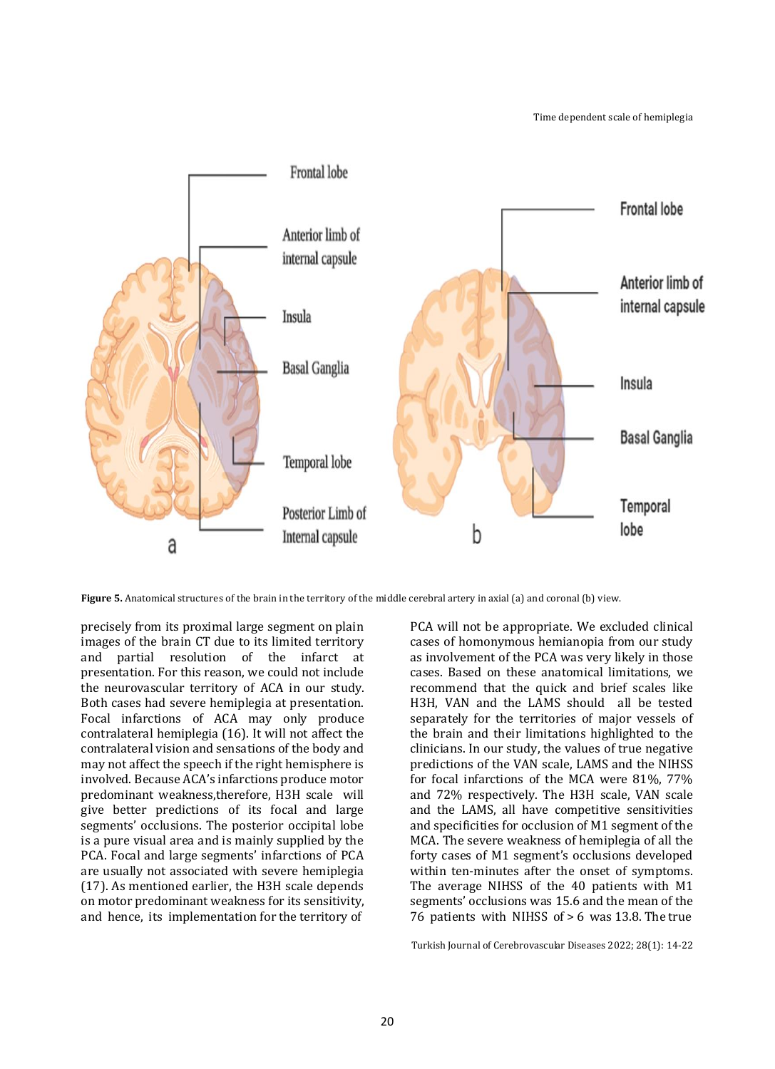**Figure 5.** Anatomical structures of the brain in the territory of the middle cerebral artery in axial (a) and coronal (b) view.

precisely from its proximal large segment on plain images of the brain CT due to its limited territory and partial resolution of the infarct at presentation. For this reason, we could not include the neurovascular territory of ACA in our study. Both cases had severe hemiplegia at presentation. Focal infarctions of ACA may only produce contralateral hemiplegia (16). It will not affect the contralateral vision and sensations of the body and may not affect the speech if the right hemisphere is involved. Because ACA's infarctions produce motor predominant weakness,therefore, H3H scale will give better predictions of its focal and large segments' occlusions. The posterior occipital lobe is a pure visual area and is mainly supplied by the PCA. Focal and large segments' infarctions of PCA are usually not associated with severe hemiplegia (17). As mentioned earlier, the H3H scale depends on motor predominant weakness for its sensitivity, and hence, its implementation for the territory of PCA will not be appropriate. We excluded clinical cases of homonymous hemianopia from our study as involvement of the PCA was very likely in those cases. Based on these anatomical limitations, we recommend that the quick and brief scales like H3H, VAN and the LAMS should all be tested separately for the territories of major vessels of the brain and their limitations highlighted to the clinicians. In our study, the values of true negative predictions of the VAN scale, LAMS and the NIHSS for focal infarctions of the MCA were 81%, 77% and 72% respectively. The H3H scale, VAN scale and the LAMS, all have competitive sensitivities and specificities for occlusion of M1 segment of the MCA. The severe weakness of hemiplegia of all the forty cases of M1 segment's occlusions developed within ten-minutes after the onset of symptoms. The average NIHSS of the 40 patients with M1 segments' occlusions was 15.6 and the mean of the 76 patients with NIHSS of > 6 was 13.8. The true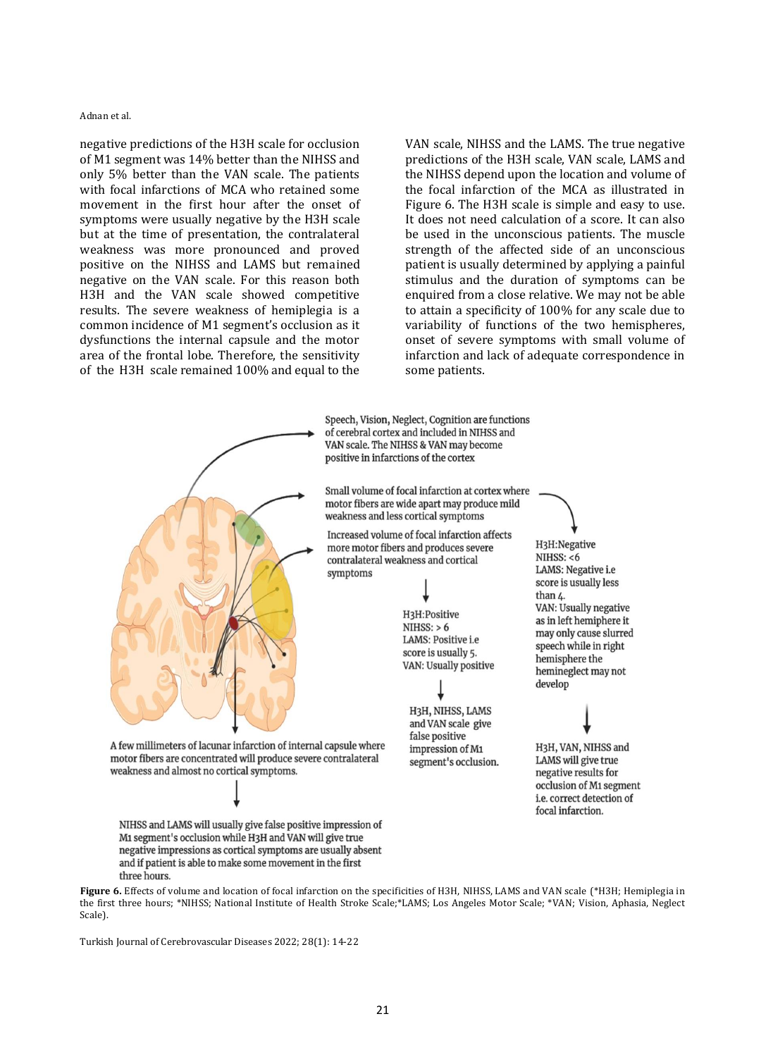negative predictions of the H3H scale for occlusion of M1 segment was 14% better than the NIHSS and only 5% better than the VAN scale. The patients with focal infarctions of MCA who retained some movement in the first hour after the onset of symptoms were usually negative by the H3H scale but at the time of presentation, the contralateral weakness was more pronounced and proved positive on the NIHSS and LAMS but remained negative on the VAN scale. For this reason both H3H and the VAN scale showed competitive results. The severe weakness of hemiplegia is a common incidence of M1 segment's occlusion as it dysfunctions the internal capsule and the motor area of the frontal lobe. Therefore, the sensitivity of the H3H scale remained 100% and equal to the VAN scale, NIHSS and the LAMS. The true negative predictions of the H3H scale, VAN scale, LAMS and the NIHSS depend upon the location and volume of the focal infarction of the MCA as illustrated in Figure 6. The H3H scale is simple and easy to use. It does not need calculation of a score. It can also be used in the unconscious patients. The muscle strength of the affected side of an unconscious patient is usually determined by applying a painful stimulus and the duration of symptoms can be enquired from a close relative. We may not be able to attain a specificity of 100% for any scale due to variability of functions of the two hemispheres, onset of severe symptoms with small volume of infarction and lack of adequate correspondence in some patients.

Speech, Vision, Neglect, Cognition are functions of cerebral cortex and included in NIHSS and VAN scale. The NIHSS & VAN may become positive in infarctions of the cortex

Small volume of focal infarction at cortex where motor fibers are wide apart may produce mild weakness and less cortical symptoms

H3H: Negative
NIHSS: <6
LAMS: Negative i.e score is usually less than 4.
VAN: Usually negative as in left hemiphere it may only cause slurred speech while in right hemisphere the hemineglect may not develop

H3H, VAN, NIHSS and LAMS will give true negative results for occlusion of M1 segment i.e. correct detection of focal infarction.

Increased volume of focal infarction affects more motor fibers and produces severe contralateral weakness and cortical symptoms

H3H: Positive
NIHSS: > 6
LAMS: Positive i.e score is usually 5.
VAN: Usually positive

H3H, NIHSS, LAMS and VAN scale give false positive impression of M1 segment's occlusion.

A few millimeters of lacunar infarction of internal capsule where motor fibers are concentrated will produce severe contralateral weakness and almost no cortical symptoms.

NIHSS and LAMS will usually give false positive impression of M1 segment's occlusion while H3H and VAN will give true negative impressions as cortical symptoms are usually absent and if patient is able to make some movement in the first three hours.

**Figure 6.** Effects of volume and location of focal infarction on the specificities of H3H, NIHSS, LAMS and VAN scale (*H3H; Hemiplegia in the first three hours; *NIHSS; National Institute of Health Stroke Scale;*LAMS; Los Angeles Motor Scale; *VAN; Vision, Aphasia, Neglect Scale).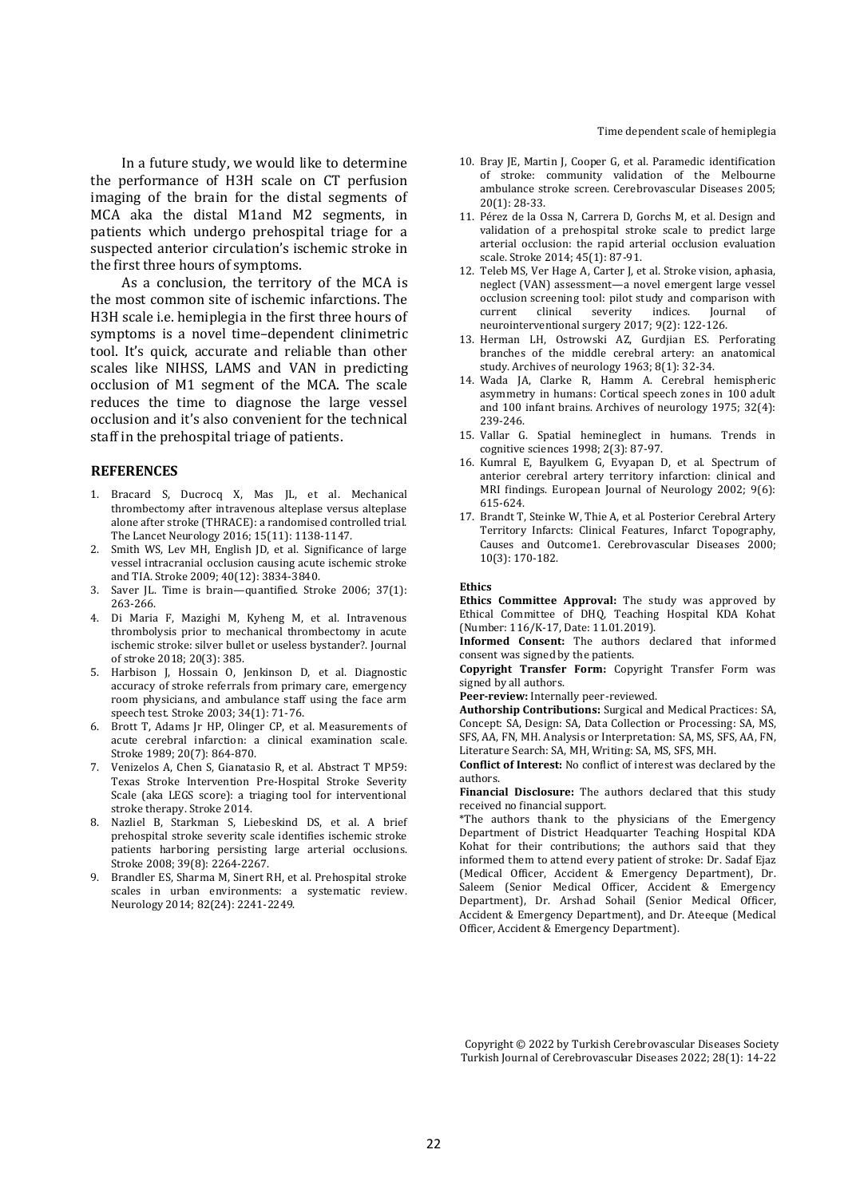In a future study, we would like to determine the performance of H3H scale on CT perfusion imaging of the brain for the distal segments of MCA aka the distal M1and M2 segments, in patients which undergo prehospital triage for a suspected anterior circulation's ischemic stroke in the first three hours of symptoms.

As a conclusion, the territory of the MCA is the most common site of ischemic infarctions. The H3H scale i.e. hemiplegia in the first three hours of symptoms is a novel time–dependent clinimetric tool. It's quick, accurate and reliable than other scales like NIHSS, LAMS and VAN in predicting occlusion of M1 segment of the MCA. The scale reduces the time to diagnose the large vessel occlusion and it's also convenient for the technical staff in the prehospital triage of patients.

## REFERENCES

1. Bracard S, Ducrocq X, Mas JL, et al. Mechanical thrombectomy after intravenous alteplase versus alteplase alone after stroke (THRACE): a randomised controlled trial. The Lancet Neurology 2016; 15(11): 1138-1147.
2. Smith WS, Lev MH, English JD, et al. Significance of large vessel intracranial occlusion causing acute ischemic stroke and TIA. Stroke 2009; 40(12): 3834-3840.
3. Saver JL. Time is brain—quantified. Stroke 2006; 37(1): 263-266.
4. Di Maria F, Mazighi M, Kyheng M, et al. Intravenous thrombolysis prior to mechanical thrombectomy in acute ischemic stroke: silver bullet or useless bystander?. Journal of stroke 2018; 20(3): 385.
5. Harbison J, Hossain O, Jenkinson D, et al. Diagnostic accuracy of stroke referrals from primary care, emergency room physicians, and ambulance staff using the face arm speech test. Stroke 2003; 34(1): 71-76.
6. Brott T, Adams Jr HP, Olinger CP, et al. Measurements of acute cerebral infarction: a clinical examination scale. Stroke 1989; 20(7): 864-870.
7. Venizelos A, Chen S, Gianatasio R, et al. Abstract T MP59: Texas Stroke Intervention Pre-Hospital Stroke Severity Scale (aka LEGS score): a triaging tool for interventional stroke therapy. Stroke 2014.
8. Nazliel B, Starkman S, Liebeskind DS, et al. A brief prehospital stroke severity scale identifies ischemic stroke patients harboring persisting large arterial occlusions. Stroke 2008; 39(8): 2264-2267.
9. Brandler ES, Sharma M, Sinert RH, et al. Prehospital stroke scales in urban environments: a systematic review. Neurology 2014; 82(24): 2241-2249.
10. Bray JE, Martin J, Cooper G, et al. Paramedic identification of stroke: community validation of the Melbourne ambulance stroke screen. Cerebrovascular Diseases 2005; 20(1): 28-33.
11. Pérez de la Ossa N, Carrera D, Gorchs M, et al. Design and validation of a prehospital stroke scale to predict large arterial occlusion: the rapid arterial occlusion evaluation scale. Stroke 2014; 45(1): 87-91.
12. Teleb MS, Ver Hage A, Carter J, et al. Stroke vision, aphasia, neglect (VAN) assessment—a novel emergent large vessel occlusion screening tool: pilot study and comparison with current clinical severity indices. Journal of neurointerventional surgery 2017; 9(2): 122-126.
13. Herman LH, Ostrowski AZ, Gurdjian ES. Perforating branches of the middle cerebral artery: an anatomical study. Archives of neurology 1963; 8(1): 32-34.
14. Wada JA, Clarke R, Hamm A. Cerebral hemispheric asymmetry in humans: Cortical speech zones in 100 adult and 100 infant brains. Archives of neurology 1975; 32(4): 239-246.
15. Vallar G. Spatial hemineglect in humans. Trends in cognitive sciences 1998; 2(3): 87-97.
16. Kumral E, Bayulkem G, Evyapan D, et al. Spectrum of anterior cerebral artery territory infarction: clinical and MRI findings. European Journal of Neurology 2002; 9(6): 615-624.
17. Brandt T, Steinke W, Thie A, et al. Posterior Cerebral Artery Territory Infarcts: Clinical Features, Infarct Topography, Causes and Outcome1. Cerebrovascular Diseases 2000; 10(3): 170-182.

#### Ethics

**Ethics Committee Approval:** The study was approved by Ethical Committee of DHQ, Teaching Hospital KDA Kohat (Number: 116/K-17, Date: 11.01.2019).

**Informed Consent:** The authors declared that informed consent was signed by the patients.

**Copyright Transfer Form:** Copyright Transfer Form was signed by all authors.

**Peer-review:** Internally peer-reviewed.

**Authorship Contributions:** Surgical and Medical Practices: SA, Concept: SA, Design: SA, Data Collection or Processing: SA, MS, SFS, AA, FN, MH. Analysis or Interpretation: SA, MS, SFS, AA, FN, Literature Search: SA, MH, Writing: SA, MS, SFS, MH.

**Conflict of Interest:** No conflict of interest was declared by the authors.

**Financial Disclosure:** The authors declared that this study received no financial support.

*The authors thank to the physicians of the Emergency Department of District Headquarter Teaching Hospital KDA Kohat for their contributions; the authors said that they informed them to attend every patient of stroke: Dr. Sadaf Ejaz (Medical Officer, Accident & Emergency Department), Dr. Saleem (Senior Medical Officer, Accident & Emergency Department), Dr. Arshad Sohail (Senior Medical Officer, Accident & Emergency Department), and Dr. Ateeque (Medical Officer, Accident & Emergency Department).